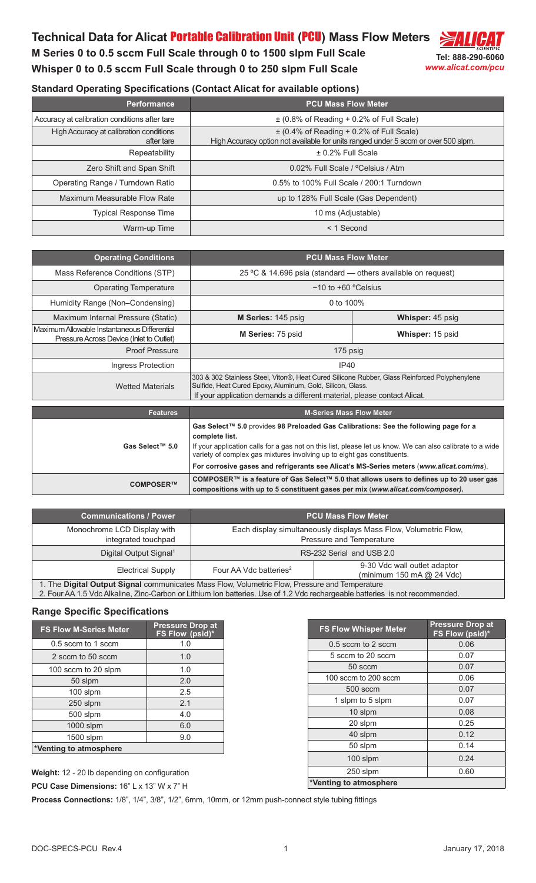# Technical Data for Alicat Portable Calibration Unit (PCU) Mass Flow Meters

## M Series 0 to 0.5 sccm Full Scale through 0 to 1500 slpm Full Scale
## Whisper 0 to 0.5 sccm Full Scale through 0 to 250 slpm Full Scale

Tel: 888-290-6060
*www.alicat.com/pcu*

### Standard Operating Specifications (Contact Alicat for available options)

| Performance | PCU Mass Flow Meter |
|---|---|
| Accuracy at calibration conditions after tare | ± (0.8% of Reading + 0.2% of Full Scale) |
| High Accuracy at calibration conditions after tare | ± (0.4% of Reading + 0.2% of Full Scale)<br>High Accuracy option not available for units ranged under 5 sccm or over 500 slpm. |
| Repeatability | ± 0.2% Full Scale |
| Zero Shift and Span Shift | 0.02% Full Scale / °Celsius / Atm |
| Operating Range / Turndown Ratio | 0.5% to 100% Full Scale / 200:1 Turndown |
| Maximum Measurable Flow Rate | up to 128% Full Scale (Gas Dependent) |
| Typical Response Time | 10 ms (Adjustable) |
| Warm-up Time | < 1 Second |

| Operating Conditions | PCU Mass Flow Meter | |
|---|---|---|
| Mass Reference Conditions (STP) | 25 ºC & 14.696 psia (standard — others available on request) | |
| Operating Temperature | −10 to +60 ºCelsius | |
| Humidity Range (Non–Condensing) | 0 to 100% | |
| Maximum Internal Pressure (Static) | **M Series:** 145 psig | **Whisper:** 45 psig |
| Maximum Allowable Instantaneous Differential Pressure Across Device (Inlet to Outlet) | **M Series:** 75 psid | **Whisper:** 15 psid |
| Proof Pressure | 175 psig | |
| Ingress Protection | IP40 | |
| Wetted Materials | 303 & 302 Stainless Steel, Viton®, Heat Cured Silicone Rubber, Glass Reinforced Polyphenylene Sulfide, Heat Cured Epoxy, Aluminum, Gold, Silicon, Glass.<br>If your application demands a different material, please contact Alicat. | |

| Features | M-Series Mass Flow Meter |
|---|---|
| Gas Select™ 5.0 | **Gas Select™ 5.0 provides 98 Preloaded Gas Calibrations: See the following page for a complete list.**<br>If your application calls for a gas not on this list, please let us know. We can also calibrate to a wide variety of complex gas mixtures involving up to eight gas constituents.<br>**For corrosive gases and refrigerants see Alicat's MS-Series meters (*www.alicat.com/ms*).** |
| COMPOSER™ | **COMPOSER™ is a feature of Gas Select™ 5.0 that allows users to defines up to 20 user gas compositions with up to 5 constituent gases per mix (*www.alicat.com/composer*).** |

| Communications / Power | PCU Mass Flow Meter | |
|---|---|---|
| Monochrome LCD Display with integrated touchpad | Each display simultaneously displays Mass Flow, Volumetric Flow, Pressure and Temperature | |
| Digital Output Signal[1] | RS-232 Serial and USB 2.0 | |
| Electrical Supply | Four AA Vdc batteries[2] | 9-30 Vdc wall outlet adaptor (minimum 150 mA @ 24 Vdc) |

1. The **Digital Output Signal** communicates Mass Flow, Volumetric Flow, Pressure and Temperature
2. Four AA 1.5 Vdc Alkaline, Zinc-Carbon or Lithium Ion batteries. Use of 1.2 Vdc rechargeable batteries is not recommended.

### Range Specific Specifications

| FS Flow M-Series Meter | Pressure Drop at FS Flow (psid)* |
|---|---|
| 0.5 sccm to 1 sccm | 1.0 |
| 2 sccm to 50 sccm | 1.0 |
| 100 sccm to 20 slpm | 1.0 |
| 50 slpm | 2.0 |
| 100 slpm | 2.5 |
| 250 slpm | 2.1 |
| 500 slpm | 4.0 |
| 1000 slpm | 6.0 |
| 1500 slpm | 9.0 |

*Venting to atmosphere

| FS Flow Whisper Meter | Pressure Drop at FS Flow (psid)* |
|---|---|
| 0.5 sccm to 2 sccm | 0.06 |
| 5 sccm to 20 sccm | 0.07 |
| 50 sccm | 0.07 |
| 100 sccm to 200 sccm | 0.06 |
| 500 sccm | 0.07 |
| 1 slpm to 5 slpm | 0.07 |
| 10 slpm | 0.08 |
| 20 slpm | 0.25 |
| 40 slpm | 0.12 |
| 50 slpm | 0.14 |
| 100 slpm | 0.24 |
| 250 slpm | 0.60 |

*Venting to atmosphere

**Weight:** 12 - 20 lb depending on configuration

**PCU Case Dimensions:** 16" L x 13" W x 7" H

**Process Connections:** 1/8", 1/4", 3/8", 1/2", 6mm, 10mm, or 12mm push-connect style tubing fittings

DOC-SPECS-PCU Rev.4 — January 17, 2018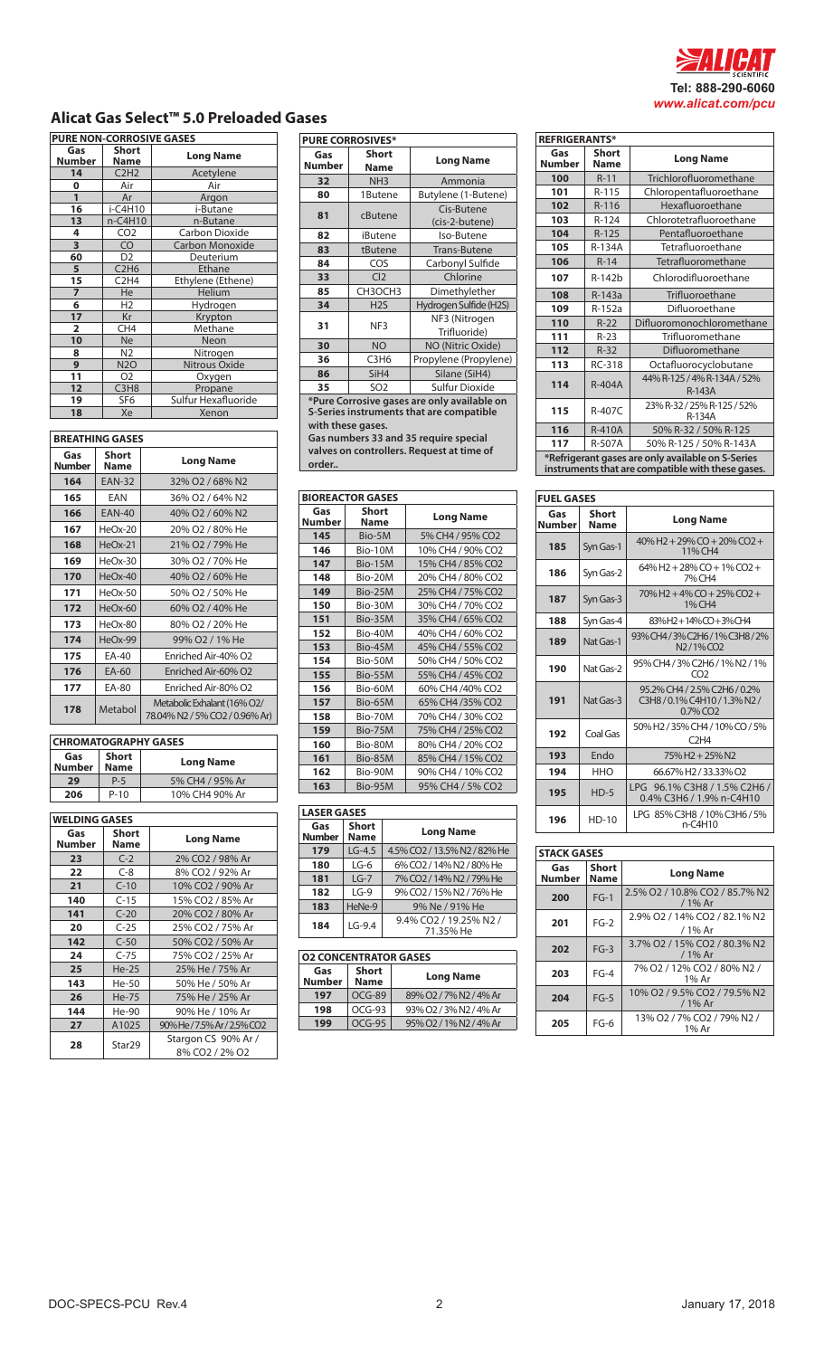## Alicat Gas Select™ 5.0 Preloaded Gases

### PURE NON-CORROSIVE GASES

| Gas Number | Short Name | Long Name |
|---|---|---|
| 14 | $C_2H_2$ | Acetylene |
| 0 | Air | Air |
| 1 | Ar | Argon |
| 16 | i-$C_4H_{10}$ | i-Butane |
| 13 | n-$C_4H_{10}$ | n-Butane |
| 4 | $CO_2$ | Carbon Dioxide |
| 3 | CO | Carbon Monoxide |
| 60 | $D_2$ | Deuterium |
| 5 | $C_2H_6$ | Ethane |
| 15 | $C_2H_4$ | Ethylene (Ethene) |
| 7 | He | Helium |
| 6 | $H_2$ | Hydrogen |
| 17 | Kr | Krypton |
| 2 | $CH_4$ | Methane |
| 10 | Ne | Neon |
| 8 | $N_2$ | Nitrogen |
| 9 | $N_2O$ | Nitrous Oxide |
| 11 | $O_2$ | Oxygen |
| 12 | $C_3H_8$ | Propane |
| 19 | $SF_6$ | Sulfur Hexafluoride |
| 18 | Xe | Xenon |

### BREATHING GASES

| Gas Number | Short Name | Long Name |
|---|---|---|
| 164 | EAN-32 | 32% O2 / 68% N2 |
| 165 | EAN | 36% O2 / 64% N2 |
| 166 | EAN-40 | 40% O2 / 60% N2 |
| 167 | HeOx-20 | 20% O2 / 80% He |
| 168 | HeOx-21 | 21% O2 / 79% He |
| 169 | HeOx-30 | 30% O2 / 70% He |
| 170 | HeOx-40 | 40% O2 / 60% He |
| 171 | HeOx-50 | 50% O2 / 50% He |
| 172 | HeOx-60 | 60% O2 / 40% He |
| 173 | HeOx-80 | 80% O2 / 20% He |
| 174 | HeOx-99 | 99% O2 / 1% He |
| 175 | EA-40 | Enriched Air-40% O2 |
| 176 | EA-60 | Enriched Air-60% O2 |
| 177 | EA-80 | Enriched Air-80% O2 |
| 178 | Metabol | Metabolic Exhalant (16% O2/ 78.04% N2 / 5% CO2 / 0.96% Ar) |

### CHROMATOGRAPHY GASES

| Gas Number | Short Name | Long Name |
|---|---|---|
| 29 | P-5 | 5% CH4 / 95% Ar |
| 206 | P-10 | 10% CH4 90% Ar |

### WELDING GASES

| Gas Number | Short Name | Long Name |
|---|---|---|
| 23 | C-2 | 2% CO2 / 98% Ar |
| 22 | C-8 | 8% CO2 / 92% Ar |
| 21 | C-10 | 10% CO2 / 90% Ar |
| 140 | C-15 | 15% CO2 / 85% Ar |
| 141 | C-20 | 20% CO2 / 80% Ar |
| 20 | C-25 | 25% CO2 / 75% Ar |
| 142 | C-50 | 50% CO2 / 50% Ar |
| 24 | C-75 | 75% CO2 / 25% Ar |
| 25 | He-25 | 25% He / 75% Ar |
| 143 | He-50 | 50% He / 50% Ar |
| 26 | He-75 | 75% He / 25% Ar |
| 144 | He-90 | 90% He / 10% Ar |
| 27 | A1025 | 90% He / 7.5% Ar / 2.5% CO2 |
| 28 | Star29 | Stargon CS 90% Ar / 8% CO2 / 2% O2 |

### PURE CORROSIVES*

| Gas Number | Short Name | Long Name |
|---|---|---|
| 32 | $NH_3$ | Ammonia |
| 80 | 1Butene | Butylene (1-Butene) |
| 81 | cButene | Cis-Butene (cis-2-butene) |
| 82 | iButene | Iso-Butene |
| 83 | tButene | Trans-Butene |
| 84 | COS | Carbonyl Sulfide |
| 33 | $Cl_2$ | Chlorine |
| 85 | $CH_3OCH_3$ | Dimethylether |
| 34 | $H_2S$ | Hydrogen Sulfide ($H_2S$) |
| 31 | $NF_3$ | $NF_3$ (Nitrogen Trifluoride) |
| 30 | NO | NO (Nitric Oxide) |
| 36 | $C_3H_6$ | Propylene (Propylene) |
| 86 | $SiH_4$ | Silane ($SiH_4$) |
| 35 | $SO_2$ | Sulfur Dioxide |

**\*Pure Corrosive gases are only available on S-Series instruments that are compatible with these gases.**
**Gas numbers 33 and 35 require special valves on controllers. Request at time of order..**

### BIOREACTOR GASES

| Gas Number | Short Name | Long Name |
|---|---|---|
| 145 | Bio-5M | 5% CH4 / 95% CO2 |
| 146 | Bio-10M | 10% CH4 / 90% CO2 |
| 147 | Bio-15M | 15% CH4 / 85% CO2 |
| 148 | Bio-20M | 20% CH4 / 80% CO2 |
| 149 | Bio-25M | 25% CH4 / 75% CO2 |
| 150 | Bio-30M | 30% CH4 / 70% CO2 |
| 151 | Bio-35M | 35% CH4 / 65% CO2 |
| 152 | Bio-40M | 40% CH4 / 60% CO2 |
| 153 | Bio-45M | 45% CH4 / 55% CO2 |
| 154 | Bio-50M | 50% CH4 / 50% CO2 |
| 155 | Bio-55M | 55% CH4 / 45% CO2 |
| 156 | Bio-60M | 60% CH4 /40% CO2 |
| 157 | Bio-65M | 65% CH4 /35% CO2 |
| 158 | Bio-70M | 70% CH4 / 30% CO2 |
| 159 | Bio-75M | 75% CH4 / 25% CO2 |
| 160 | Bio-80M | 80% CH4 / 20% CO2 |
| 161 | Bio-85M | 85% CH4 / 15% CO2 |
| 162 | Bio-90M | 90% CH4 / 10% CO2 |
| 163 | Bio-95M | 95% CH4 / 5% CO2 |

### LASER GASES

| Gas Number | Short Name | Long Name |
|---|---|---|
| 179 | LG-4.5 | 4.5% CO2 / 13.5% N2 / 82% He |
| 180 | LG-6 | 6% CO2 / 14% N2 / 80% He |
| 181 | LG-7 | 7% CO2 / 14% N2 / 79% He |
| 182 | LG-9 | 9% CO2 / 15% N2 / 76% He |
| 183 | HeNe-9 | 9% Ne / 91% He |
| 184 | LG-9.4 | 9.4% CO2 / 19.25% N2 / 71.35% He |

### O2 CONCENTRATOR GASES

| Gas Number | Short Name | Long Name |
|---|---|---|
| 197 | OCG-89 | 89% O2 / 7% N2 / 4% Ar |
| 198 | OCG-93 | 93% O2 / 3% N2 / 4% Ar |
| 199 | OCG-95 | 95% O2 / 1% N2 / 4% Ar |

### REFRIGERANTS*

| Gas Number | Short Name | Long Name |
|---|---|---|
| 100 | R-11 | Trichlorofluoromethane |
| 101 | R-115 | Chloropentafluoroethane |
| 102 | R-116 | Hexafluoroethane |
| 103 | R-124 | Chlorotetrafluoroethane |
| 104 | R-125 | Pentafluoroethane |
| 105 | R-134A | Tetrafluoroethane |
| 106 | R-14 | Tetrafluoromethane |
| 107 | R-142b | Chlorodifluoroethane |
| 108 | R-143a | Trifluoroethane |
| 109 | R-152a | Difluoroethane |
| 110 | R-22 | Difluoromonochloromethane |
| 111 | R-23 | Trifluoromethane |
| 112 | R-32 | Difluoromethane |
| 113 | RC-318 | Octafluorocyclobutane |
| 114 | R-404A | 44% R-125 / 4% R-134A / 52% R-143A |
| 115 | R-407C | 23% R-32 / 25% R-125 / 52% R-134A |
| 116 | R-410A | 50% R-32 / 50% R-125 |
| 117 | R-507A | 50% R-125 / 50% R-143A |

**\*Refrigerant gases are only available on S-Series instruments that are compatible with these gases.**

### FUEL GASES

| Gas Number | Short Name | Long Name |
|---|---|---|
| 185 | Syn Gas-1 | 40% H2 + 29% CO + 20% CO2 + 11% CH4 |
| 186 | Syn Gas-2 | 64% H2 + 28% CO + 1% CO2 + 7% CH4 |
| 187 | Syn Gas-3 | 70% H2 + 4% CO + 25% CO2 + 1% CH4 |
| 188 | Syn Gas-4 | 83% H2 + 14% CO + 3% CH4 |
| 189 | Nat Gas-1 | 93% CH4 / 3% C2H6 / 1% C3H8 / 2% N2 / 1% CO2 |
| 190 | Nat Gas-2 | 95% CH4 / 3% C2H6 / 1% N2 / 1% CO2 |
| 191 | Nat Gas-3 | 95.2% CH4 / 2.5% C2H6 / 0.2% C3H8 / 0.1% C4H10 / 1.3% N2 / 0.7% CO2 |
| 192 | Coal Gas | 50% H2 / 35% CH4 / 10% CO / 5% C2H4 |
| 193 | Endo | 75% H2 + 25% N2 |
| 194 | HHO | 66.67% H2 / 33.33% O2 |
| 195 | HD-5 | LPG 96.1% C3H8 / 1.5% C2H6 / 0.4% C3H6 / 1.9% n-C4H10 |
| 196 | HD-10 | LPG 85% C3H8 / 10% C3H6 / 5% n-C4H10 |

### STACK GASES

| Gas Number | Short Name | Long Name |
|---|---|---|
| 200 | FG-1 | 2.5% O2 / 10.8% CO2 / 85.7% N2 / 1% Ar |
| 201 | FG-2 | 2.9% O2 / 14% CO2 / 82.1% N2 / 1% Ar |
| 202 | FG-3 | 3.7% O2 / 15% CO2 / 80.3% N2 / 1% Ar |
| 203 | FG-4 | 7% O2 / 12% CO2 / 80% N2 / 1% Ar |
| 204 | FG-5 | 10% O2 / 9.5% CO2 / 79.5% N2 / 1% Ar |
| 205 | FG-6 | 13% O2 / 7% CO2 / 79% N2 / 1% Ar |